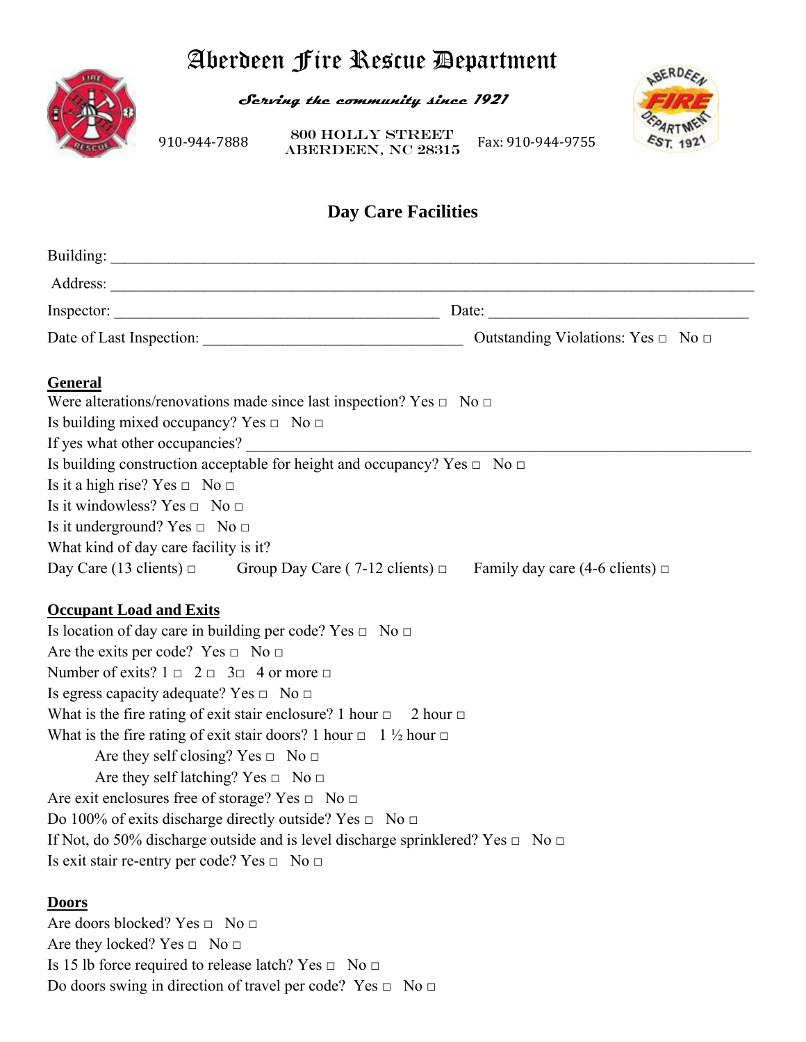# Aberdeen Fire Rescue Department

***Serving the community since 1921***

910-944-7888 | 800 HOLLY STREET ABERDEEN, NC 28315 | Fax: 910-944-9755

## Day Care Facilities

Building: ___________________________________________________________________________

Address: ___________________________________________________________________________

Inspector: _______________________________________ Date: ______________________________

Date of Last Inspection: ______________________________ Outstanding Violations: Yes □ No □

### General

Were alterations/renovations made since last inspection? Yes □ No □

Is building mixed occupancy? Yes □ No □

If yes what other occupancies? ___________________________________________________________

Is building construction acceptable for height and occupancy? Yes □ No □

Is it a high rise? Yes □ No □

Is it windowless? Yes □ No □

Is it underground? Yes □ No □

What kind of day care facility is it?

Day Care (13 clients) □ Group Day Care ( 7-12 clients) □ Family day care (4-6 clients) □

### Occupant Load and Exits

Is location of day care in building per code? Yes □ No □

Are the exits per code? Yes □ No □

Number of exits? 1 □ 2 □ 3□ 4 or more □

Is egress capacity adequate? Yes □ No □

What is the fire rating of exit stair enclosure? 1 hour □ 2 hour □

What is the fire rating of exit stair doors? 1 hour □ 1 ½ hour □

Are they self closing? Yes □ No □

Are they self latching? Yes □ No □

Are exit enclosures free of storage? Yes □ No □

Do 100% of exits discharge directly outside? Yes □ No □

If Not, do 50% discharge outside and is level discharge sprinklered? Yes □ No □

Is exit stair re-entry per code? Yes □ No □

### Doors

Are doors blocked? Yes □ No □

Are they locked? Yes □ No □

Is 15 lb force required to release latch? Yes □ No □

Do doors swing in direction of travel per code? Yes □ No □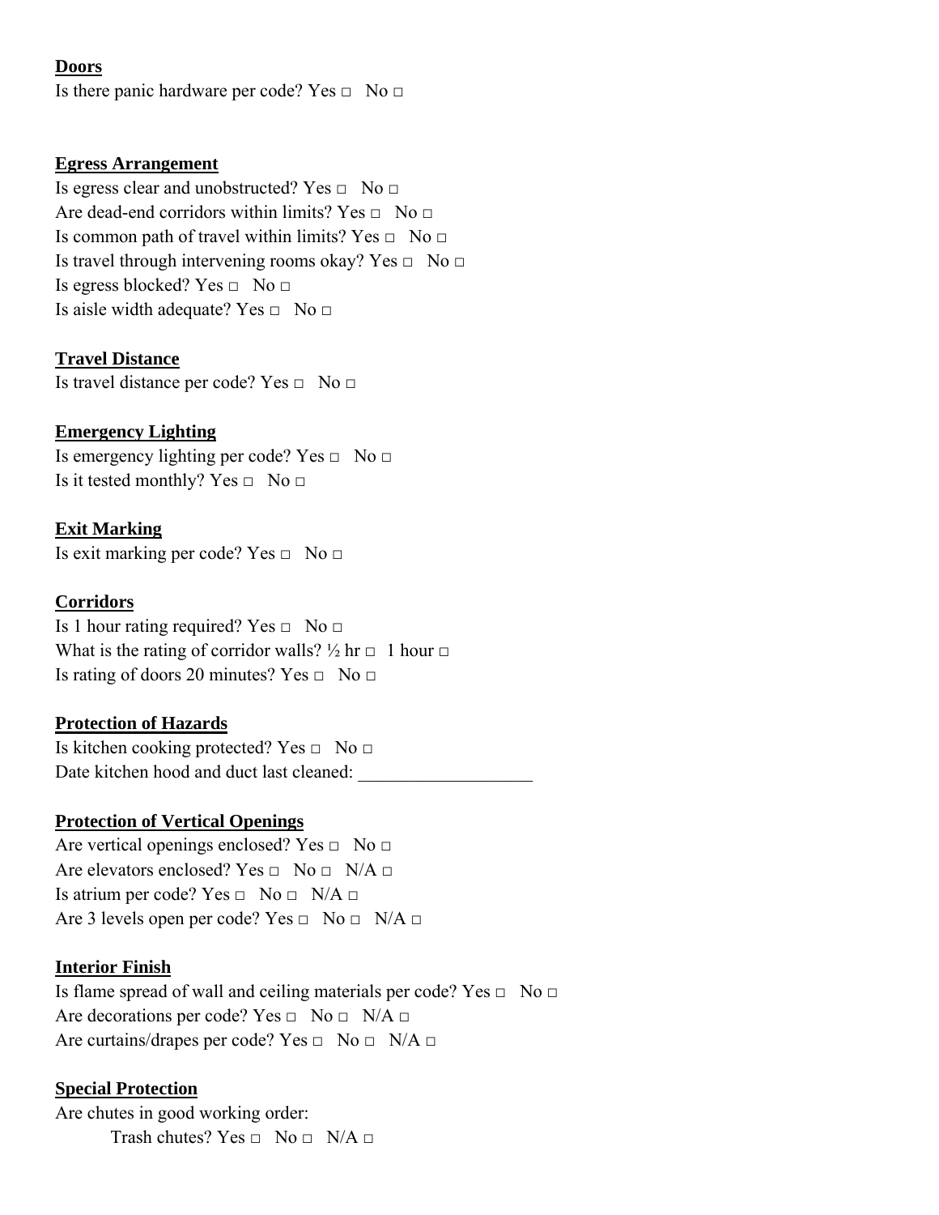**Doors**

Is there panic hardware per code? Yes □ No □

**Egress Arrangement**

Is egress clear and unobstructed? Yes □ No □
Are dead-end corridors within limits? Yes □ No □
Is common path of travel within limits? Yes □ No □
Is travel through intervening rooms okay? Yes □ No □
Is egress blocked? Yes □ No □
Is aisle width adequate? Yes □ No □

**Travel Distance**

Is travel distance per code? Yes □ No □

**Emergency Lighting**

Is emergency lighting per code? Yes □ No □
Is it tested monthly? Yes □ No □

**Exit Marking**

Is exit marking per code? Yes □ No □

**Corridors**

Is 1 hour rating required? Yes □ No □
What is the rating of corridor walls? ½ hr □ 1 hour □
Is rating of doors 20 minutes? Yes □ No □

**Protection of Hazards**

Is kitchen cooking protected? Yes □ No □
Date kitchen hood and duct last cleaned: ___________________

**Protection of Vertical Openings**

Are vertical openings enclosed? Yes □ No □
Are elevators enclosed? Yes □ No □ N/A □
Is atrium per code? Yes □ No □ N/A □
Are 3 levels open per code? Yes □ No □ N/A □

**Interior Finish**

Is flame spread of wall and ceiling materials per code? Yes □ No □
Are decorations per code? Yes □ No □ N/A □
Are curtains/drapes per code? Yes □ No □ N/A □

**Special Protection**

Are chutes in good working order:
    Trash chutes? Yes □ No □ N/A □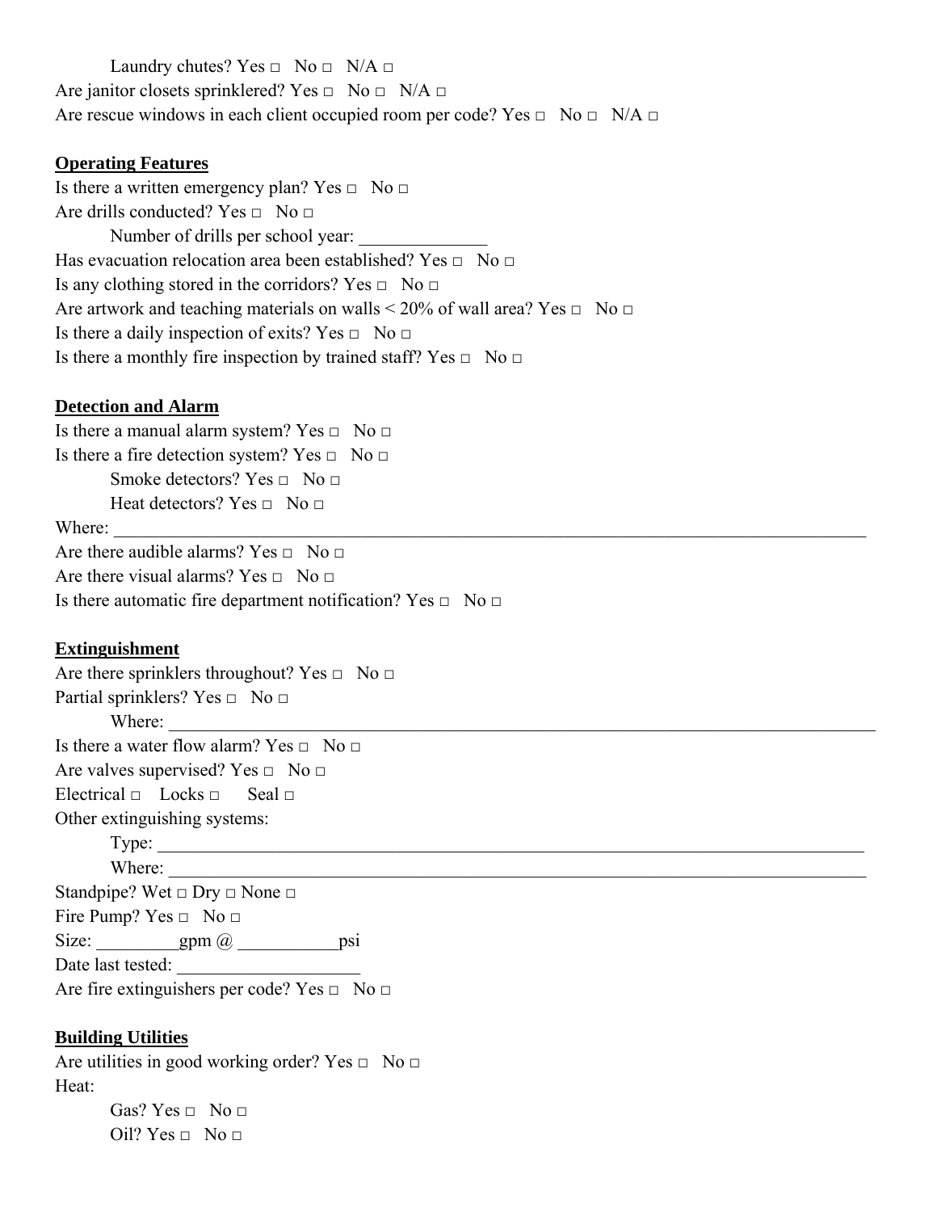Laundry chutes? Yes □ No □ N/A □

Are janitor closets sprinklered? Yes □ No □ N/A □

Are rescue windows in each client occupied room per code? Yes □ No □ N/A □

## Operating Features

Is there a written emergency plan? Yes □ No □

Are drills conducted? Yes □ No □

Number of drills per school year: ______________

Has evacuation relocation area been established? Yes □ No □

Is any clothing stored in the corridors? Yes □ No □

Are artwork and teaching materials on walls < 20% of wall area? Yes □ No □

Is there a daily inspection of exits? Yes □ No □

Is there a monthly fire inspection by trained staff? Yes □ No □

## Detection and Alarm

Is there a manual alarm system? Yes □ No □

Is there a fire detection system? Yes □ No □

Smoke detectors? Yes □ No □

Heat detectors? Yes □ No □

Where: ____________________________________________________________________________

Are there audible alarms? Yes □ No □

Are there visual alarms? Yes □ No □

Is there automatic fire department notification? Yes □ No □

## Extinguishment

Are there sprinklers throughout? Yes □ No □

Partial sprinklers? Yes □ No □

Where: ________________________________________________________________________

Is there a water flow alarm? Yes □ No □

Are valves supervised? Yes □ No □

Electrical □ Locks □ Seal □

Other extinguishing systems:

Type: _________________________________________________________________________

Where: ________________________________________________________________________

Standpipe? Wet □ Dry □ None □

Fire Pump? Yes □ No □

Size: _________gpm @ ___________psi

Date last tested: ____________________

Are fire extinguishers per code? Yes □ No □

## Building Utilities

Are utilities in good working order? Yes □ No □

Heat:

Gas? Yes □ No □

Oil? Yes □ No □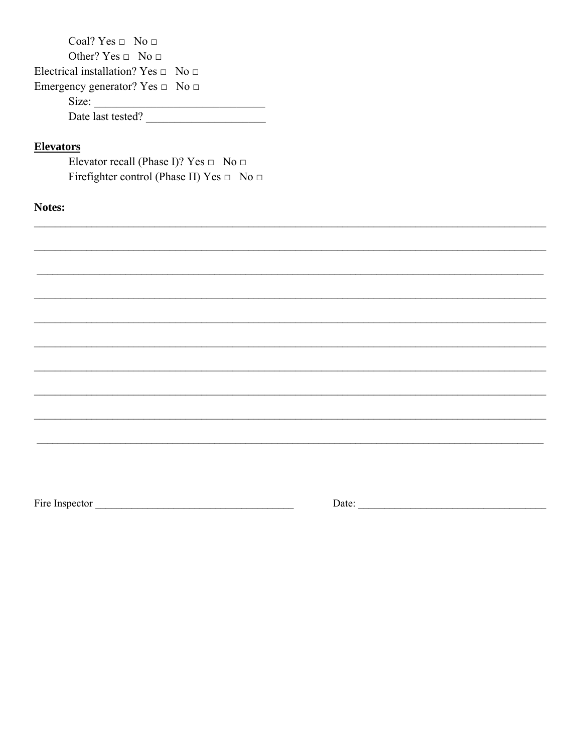Coal? Yes □ No □

Other? Yes □ No □

Electrical installation? Yes □ No □

Emergency generator? Yes □ No □

Size: ______________________________

Date last tested? ____________________

**Elevators**

Elevator recall (Phase I)? Yes □ No □

Firefighter control (Phase Π) Yes □ No □

**Notes:**

________________________________________________________________________________________________

________________________________________________________________________________________________

________________________________________________________________________________________________

________________________________________________________________________________________________

________________________________________________________________________________________________

________________________________________________________________________________________________

________________________________________________________________________________________________

________________________________________________________________________________________________

________________________________________________________________________________________________

________________________________________________________________________________________________

Fire Inspector ____________________________________ Date: ____________________________________